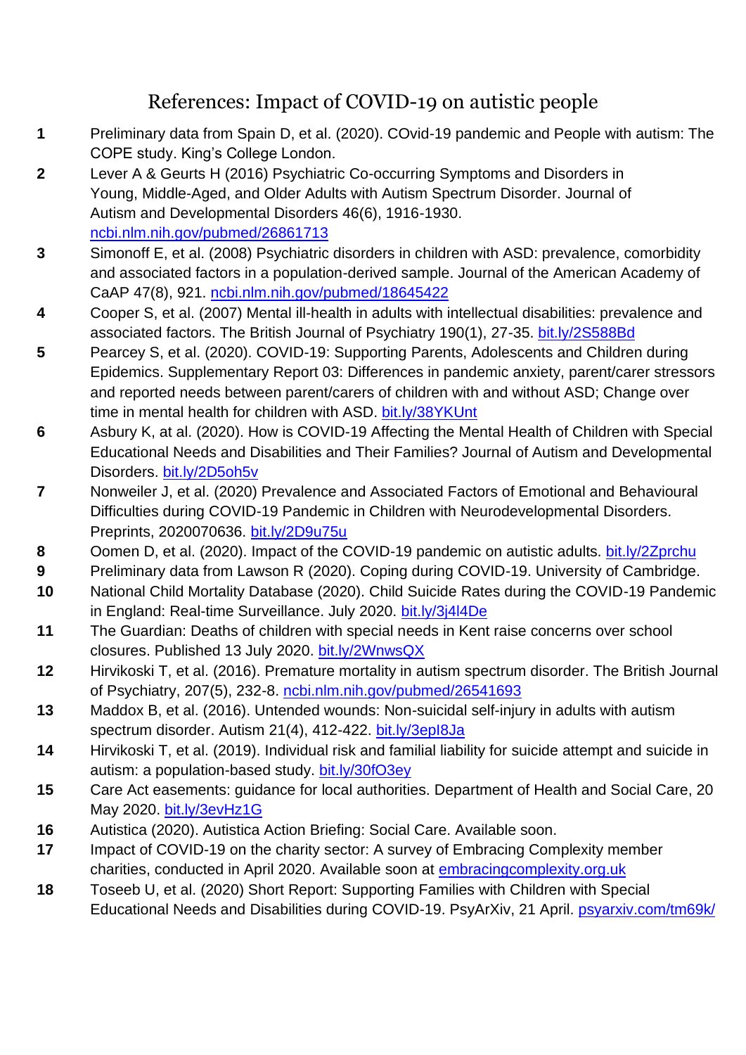# References: Impact of COVID-19 on autistic people

1. Preliminary data from Spain D, et al. (2020). COvid-19 pandemic and People with autism: The COPE study. King's College London.
2. Lever A & Geurts H (2016) Psychiatric Co-occurring Symptoms and Disorders in Young, Middle-Aged, and Older Adults with Autism Spectrum Disorder. Journal of Autism and Developmental Disorders 46(6), 1916-1930. ncbi.nlm.nih.gov/pubmed/26861713
3. Simonoff E, et al. (2008) Psychiatric disorders in children with ASD: prevalence, comorbidity and associated factors in a population-derived sample. Journal of the American Academy of CaAP 47(8), 921. ncbi.nlm.nih.gov/pubmed/18645422
4. Cooper S, et al. (2007) Mental ill-health in adults with intellectual disabilities: prevalence and associated factors. The British Journal of Psychiatry 190(1), 27-35. bit.ly/2S588Bd
5. Pearcey S, et al. (2020). COVID-19: Supporting Parents, Adolescents and Children during Epidemics. Supplementary Report 03: Differences in pandemic anxiety, parent/carer stressors and reported needs between parent/carers of children with and without ASD; Change over time in mental health for children with ASD. bit.ly/38YKUnt
6. Asbury K, at al. (2020). How is COVID-19 Affecting the Mental Health of Children with Special Educational Needs and Disabilities and Their Families? Journal of Autism and Developmental Disorders. bit.ly/2D5oh5v
7. Nonweiler J, et al. (2020) Prevalence and Associated Factors of Emotional and Behavioural Difficulties during COVID-19 Pandemic in Children with Neurodevelopmental Disorders. Preprints, 2020070636. bit.ly/2D9u75u
8. Oomen D, et al. (2020). Impact of the COVID-19 pandemic on autistic adults. bit.ly/2Zprchu
9. Preliminary data from Lawson R (2020). Coping during COVID-19. University of Cambridge.
10. National Child Mortality Database (2020). Child Suicide Rates during the COVID-19 Pandemic in England: Real-time Surveillance. July 2020. bit.ly/3j4l4De
11. The Guardian: Deaths of children with special needs in Kent raise concerns over school closures. Published 13 July 2020. bit.ly/2WnwsQX
12. Hirvikoski T, et al. (2016). Premature mortality in autism spectrum disorder. The British Journal of Psychiatry, 207(5), 232-8. ncbi.nlm.nih.gov/pubmed/26541693
13. Maddox B, et al. (2016). Untended wounds: Non-suicidal self-injury in adults with autism spectrum disorder. Autism 21(4), 412-422. bit.ly/3epI8Ja
14. Hirvikoski T, et al. (2019). Individual risk and familial liability for suicide attempt and suicide in autism: a population-based study. bit.ly/30fO3ey
15. Care Act easements: guidance for local authorities. Department of Health and Social Care, 20 May 2020. bit.ly/3evHz1G
16. Autistica (2020). Autistica Action Briefing: Social Care. Available soon.
17. Impact of COVID-19 on the charity sector: A survey of Embracing Complexity member charities, conducted in April 2020. Available soon at embracingcomplexity.org.uk
18. Toseeb U, et al. (2020) Short Report: Supporting Families with Children with Special Educational Needs and Disabilities during COVID-19. PsyArXiv, 21 April. psyarxiv.com/tm69k/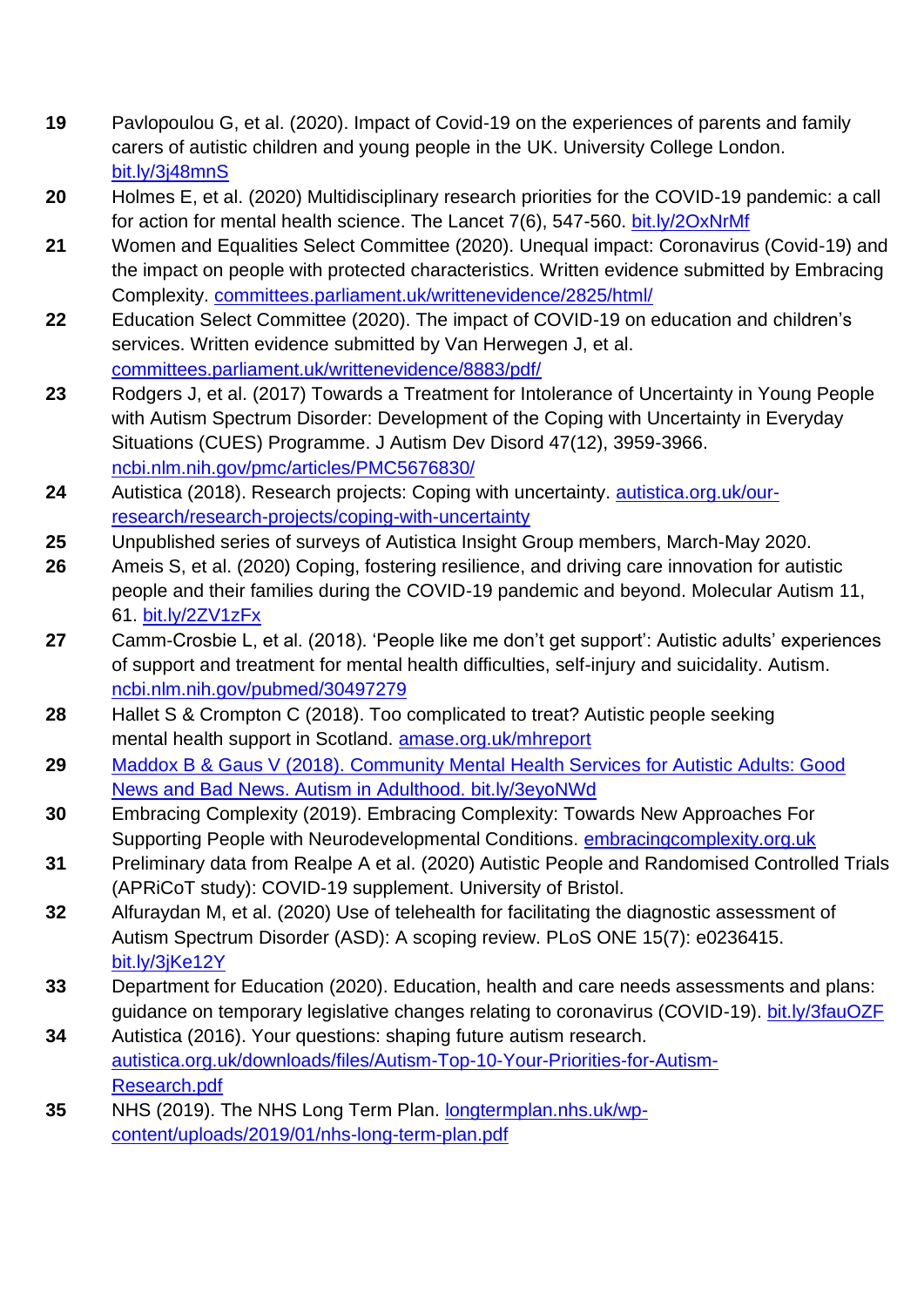19. Pavlopoulou G, et al. (2020). Impact of Covid-19 on the experiences of parents and family carers of autistic children and young people in the UK. University College London. bit.ly/3j48mnS
20. Holmes E, et al. (2020) Multidisciplinary research priorities for the COVID-19 pandemic: a call for action for mental health science. The Lancet 7(6), 547-560. bit.ly/2OxNrMf
21. Women and Equalities Select Committee (2020). Unequal impact: Coronavirus (Covid-19) and the impact on people with protected characteristics. Written evidence submitted by Embracing Complexity. committees.parliament.uk/writtenevidence/2825/html/
22. Education Select Committee (2020). The impact of COVID-19 on education and children's services. Written evidence submitted by Van Herwegen J, et al. committees.parliament.uk/writtenevidence/8883/pdf/
23. Rodgers J, et al. (2017) Towards a Treatment for Intolerance of Uncertainty in Young People with Autism Spectrum Disorder: Development of the Coping with Uncertainty in Everyday Situations (CUES) Programme. J Autism Dev Disord 47(12), 3959-3966. ncbi.nlm.nih.gov/pmc/articles/PMC5676830/
24. Autistica (2018). Research projects: Coping with uncertainty. autistica.org.uk/our-research/research-projects/coping-with-uncertainty
25. Unpublished series of surveys of Autistica Insight Group members, March-May 2020.
26. Ameis S, et al. (2020) Coping, fostering resilience, and driving care innovation for autistic people and their families during the COVID-19 pandemic and beyond. Molecular Autism 11, 61. bit.ly/2ZV1zFx
27. Camm-Crosbie L, et al. (2018). 'People like me don't get support': Autistic adults' experiences of support and treatment for mental health difficulties, self-injury and suicidality. Autism. ncbi.nlm.nih.gov/pubmed/30497279
28. Hallet S & Crompton C (2018). Too complicated to treat? Autistic people seeking mental health support in Scotland. amase.org.uk/mhreport
29. Maddox B & Gaus V (2018). Community Mental Health Services for Autistic Adults: Good News and Bad News. Autism in Adulthood. bit.ly/3eyoNWd
30. Embracing Complexity (2019). Embracing Complexity: Towards New Approaches For Supporting People with Neurodevelopmental Conditions. embracingcomplexity.org.uk
31. Preliminary data from Realpe A et al. (2020) Autistic People and Randomised Controlled Trials (APRiCoT study): COVID-19 supplement. University of Bristol.
32. Alfuraydan M, et al. (2020) Use of telehealth for facilitating the diagnostic assessment of Autism Spectrum Disorder (ASD): A scoping review. PLoS ONE 15(7): e0236415. bit.ly/3jKe12Y
33. Department for Education (2020). Education, health and care needs assessments and plans: guidance on temporary legislative changes relating to coronavirus (COVID-19). bit.ly/3fauOZF
34. Autistica (2016). Your questions: shaping future autism research. autistica.org.uk/downloads/files/Autism-Top-10-Your-Priorities-for-Autism-Research.pdf
35. NHS (2019). The NHS Long Term Plan. longtermplan.nhs.uk/wp-content/uploads/2019/01/nhs-long-term-plan.pdf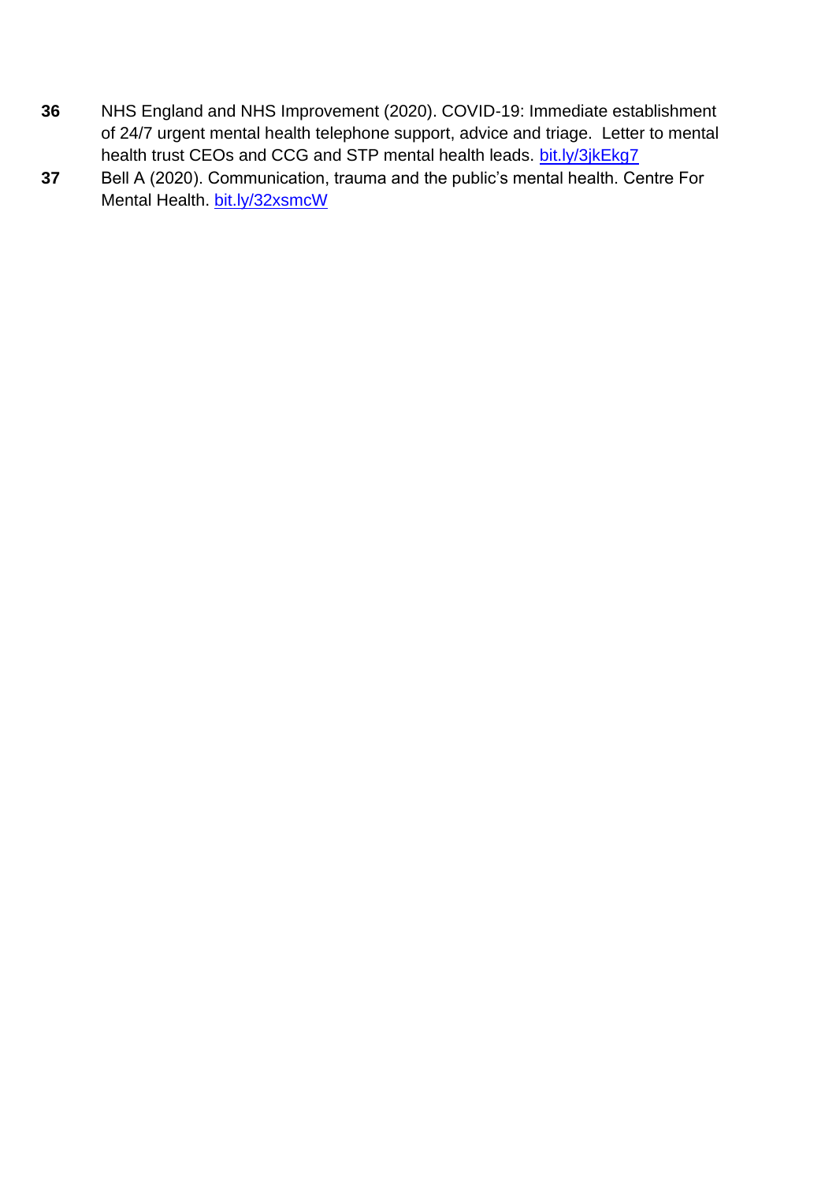**36** NHS England and NHS Improvement (2020). COVID-19: Immediate establishment of 24/7 urgent mental health telephone support, advice and triage. Letter to mental health trust CEOs and CCG and STP mental health leads. [bit.ly/3jkEkg7](bit.ly/3jkEkg7)

**37** Bell A (2020). Communication, trauma and the public's mental health. Centre For Mental Health. [bit.ly/32xsmcW](bit.ly/32xsmcW)